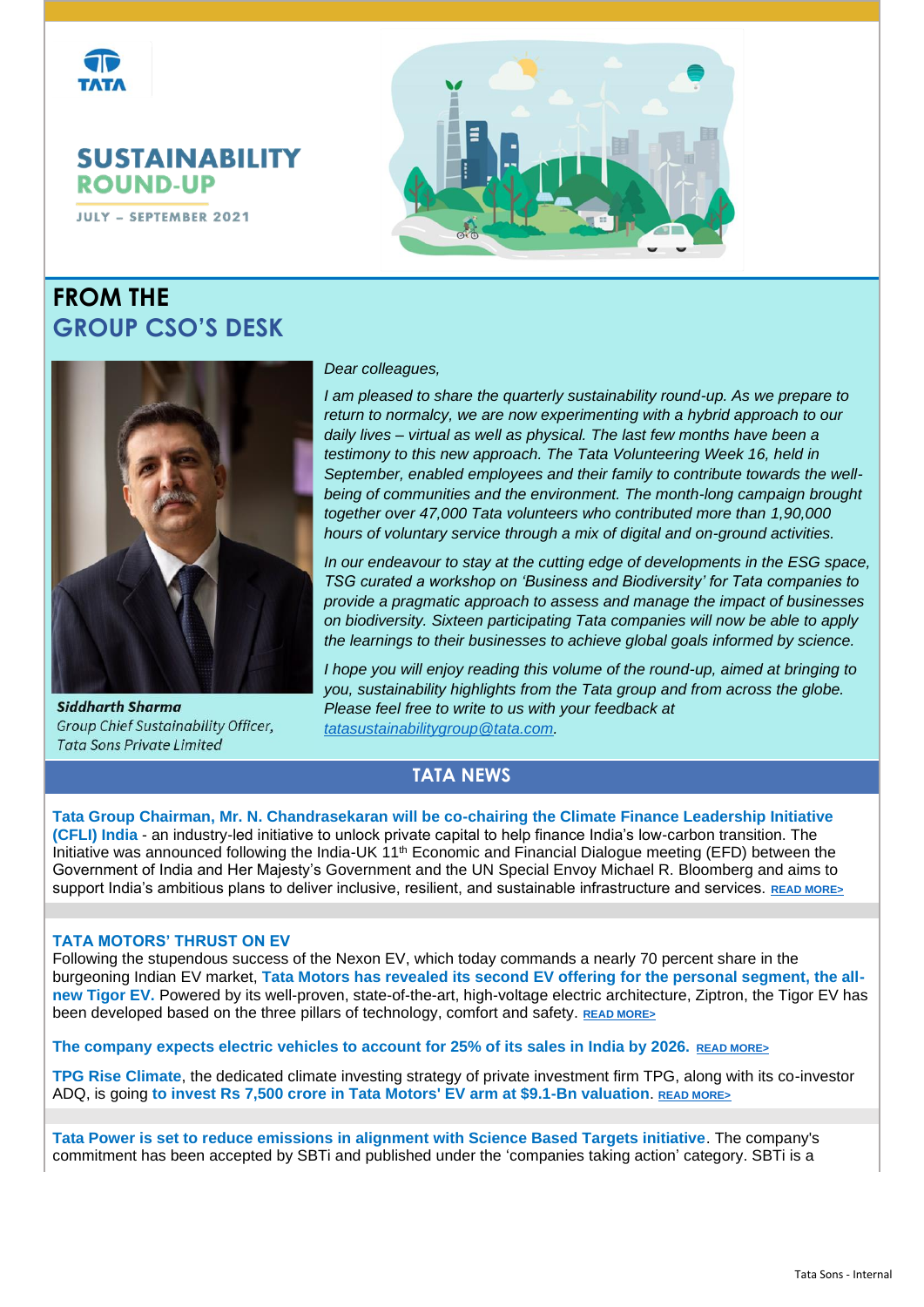# SUSTAINABILITY ROUND-UP

JULY – SEPTEMBER 2021

## FROM THE GROUP CSO'S DESK

*Dear colleagues,*

*I am pleased to share the quarterly sustainability round-up. As we prepare to return to normalcy, we are now experimenting with a hybrid approach to our daily lives – virtual as well as physical. The last few months have been a testimony to this new approach. The Tata Volunteering Week 16, held in September, enabled employees and their family to contribute towards the well-being of communities and the environment. The month-long campaign brought together over 47,000 Tata volunteers who contributed more than 1,90,000 hours of voluntary service through a mix of digital and on-ground activities.*

*In our endeavour to stay at the cutting edge of developments in the ESG space, TSG curated a workshop on 'Business and Biodiversity' for Tata companies to provide a pragmatic approach to assess and manage the impact of businesses on biodiversity. Sixteen participating Tata companies will now be able to apply the learnings to their businesses to achieve global goals informed by science.*

*I hope you will enjoy reading this volume of the round-up, aimed at bringing to you, sustainability highlights from the Tata group and from across the globe. Please feel free to write to us with your feedback at tatasustainabilitygroup@tata.com.*

***Siddharth Sharma***
*Group Chief Sustainability Officer,*
*Tata Sons Private Limited*

## TATA NEWS

**Tata Group Chairman, Mr. N. Chandrasekaran will be co-chairing the Climate Finance Leadership Initiative (CFLI) India** - an industry-led initiative to unlock private capital to help finance India's low-carbon transition. The Initiative was announced following the India-UK 11th Economic and Financial Dialogue meeting (EFD) between the Government of India and Her Majesty's Government and the UN Special Envoy Michael R. Bloomberg and aims to support India's ambitious plans to deliver inclusive, resilient, and sustainable infrastructure and services. **READ MORE>**

### TATA MOTORS' THRUST ON EV

Following the stupendous success of the Nexon EV, which today commands a nearly 70 percent share in the burgeoning Indian EV market, **Tata Motors has revealed its second EV offering for the personal segment, the all-new Tigor EV.** Powered by its well-proven, state-of-the-art, high-voltage electric architecture, Ziptron, the Tigor EV has been developed based on the three pillars of technology, comfort and safety. **READ MORE>**

**The company expects electric vehicles to account for 25% of its sales in India by 2026.** **READ MORE>**

**TPG Rise Climate**, the dedicated climate investing strategy of private investment firm TPG, along with its co-investor ADQ, is going **to invest Rs 7,500 crore in Tata Motors' EV arm at $9.1-Bn valuation**. **READ MORE>**

**Tata Power is set to reduce emissions in alignment with Science Based Targets initiative**. The company's commitment has been accepted by SBTi and published under the 'companies taking action' category. SBTi is a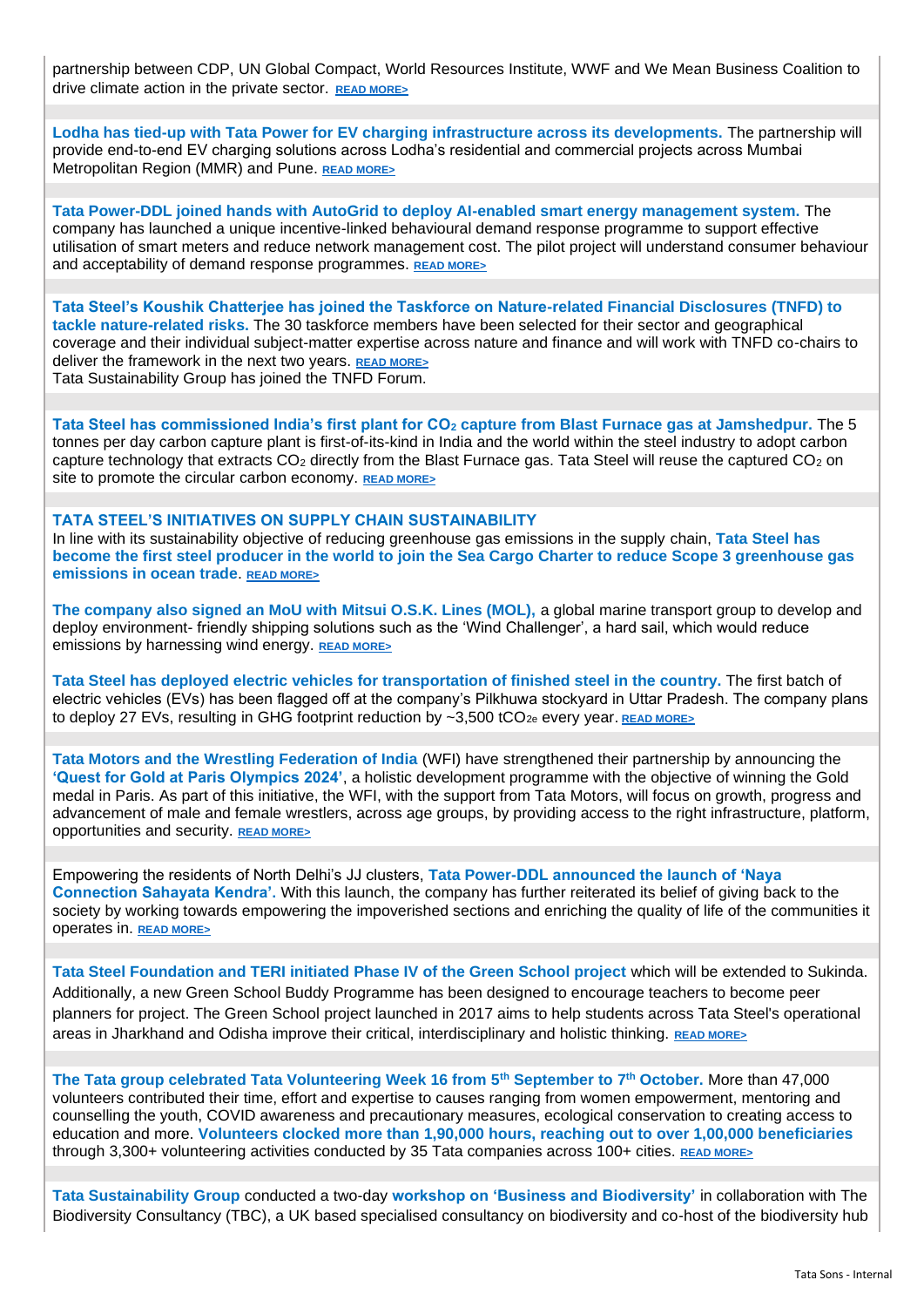partnership between CDP, UN Global Compact, World Resources Institute, WWF and We Mean Business Coalition to drive climate action in the private sector. READ MORE>

**Lodha has tied-up with Tata Power for EV charging infrastructure across its developments.** The partnership will provide end-to-end EV charging solutions across Lodha's residential and commercial projects across Mumbai Metropolitan Region (MMR) and Pune. READ MORE>

**Tata Power-DDL joined hands with AutoGrid to deploy AI-enabled smart energy management system.** The company has launched a unique incentive-linked behavioural demand response programme to support effective utilisation of smart meters and reduce network management cost. The pilot project will understand consumer behaviour and acceptability of demand response programmes. READ MORE>

**Tata Steel's Koushik Chatterjee has joined the Taskforce on Nature-related Financial Disclosures (TNFD) to tackle nature-related risks.** The 30 taskforce members have been selected for their sector and geographical coverage and their individual subject-matter expertise across nature and finance and will work with TNFD co-chairs to deliver the framework in the next two years. READ MORE>
Tata Sustainability Group has joined the TNFD Forum.

**Tata Steel has commissioned India's first plant for $CO_2$ capture from Blast Furnace gas at Jamshedpur.** The 5 tonnes per day carbon capture plant is first-of-its-kind in India and the world within the steel industry to adopt carbon capture technology that extracts $CO_2$ directly from the Blast Furnace gas. Tata Steel will reuse the captured $CO_2$ on site to promote the circular carbon economy. READ MORE>

## TATA STEEL'S INITIATIVES ON SUPPLY CHAIN SUSTAINABILITY

In line with its sustainability objective of reducing greenhouse gas emissions in the supply chain, **Tata Steel has become the first steel producer in the world to join the Sea Cargo Charter to reduce Scope 3 greenhouse gas emissions in ocean trade**. READ MORE>

**The company also signed an MoU with Mitsui O.S.K. Lines (MOL),** a global marine transport group to develop and deploy environment- friendly shipping solutions such as the 'Wind Challenger', a hard sail, which would reduce emissions by harnessing wind energy. READ MORE>

**Tata Steel has deployed electric vehicles for transportation of finished steel in the country.** The first batch of electric vehicles (EVs) has been flagged off at the company's Pilkhuwa stockyard in Uttar Pradesh. The company plans to deploy 27 EVs, resulting in GHG footprint reduction by ~3,500 $tCO_{2e}$ every year. READ MORE>

**Tata Motors and the Wrestling Federation of India** (WFI) have strengthened their partnership by announcing the **'Quest for Gold at Paris Olympics 2024'**, a holistic development programme with the objective of winning the Gold medal in Paris. As part of this initiative, the WFI, with the support from Tata Motors, will focus on growth, progress and advancement of male and female wrestlers, across age groups, by providing access to the right infrastructure, platform, opportunities and security. READ MORE>

Empowering the residents of North Delhi's JJ clusters, **Tata Power-DDL announced the launch of 'Naya Connection Sahayata Kendra'.** With this launch, the company has further reiterated its belief of giving back to the society by working towards empowering the impoverished sections and enriching the quality of life of the communities it operates in. READ MORE>

**Tata Steel Foundation and TERI initiated Phase IV of the Green School project** which will be extended to Sukinda. Additionally, a new Green School Buddy Programme has been designed to encourage teachers to become peer planners for project. The Green School project launched in 2017 aims to help students across Tata Steel's operational areas in Jharkhand and Odisha improve their critical, interdisciplinary and holistic thinking. READ MORE>

**The Tata group celebrated Tata Volunteering Week 16 from 5th September to 7th October.** More than 47,000 volunteers contributed their time, effort and expertise to causes ranging from women empowerment, mentoring and counselling the youth, COVID awareness and precautionary measures, ecological conservation to creating access to education and more. **Volunteers clocked more than 1,90,000 hours, reaching out to over 1,00,000 beneficiaries** through 3,300+ volunteering activities conducted by 35 Tata companies across 100+ cities. READ MORE>

**Tata Sustainability Group** conducted a two-day **workshop on 'Business and Biodiversity'** in collaboration with The Biodiversity Consultancy (TBC), a UK based specialised consultancy on biodiversity and co-host of the biodiversity hub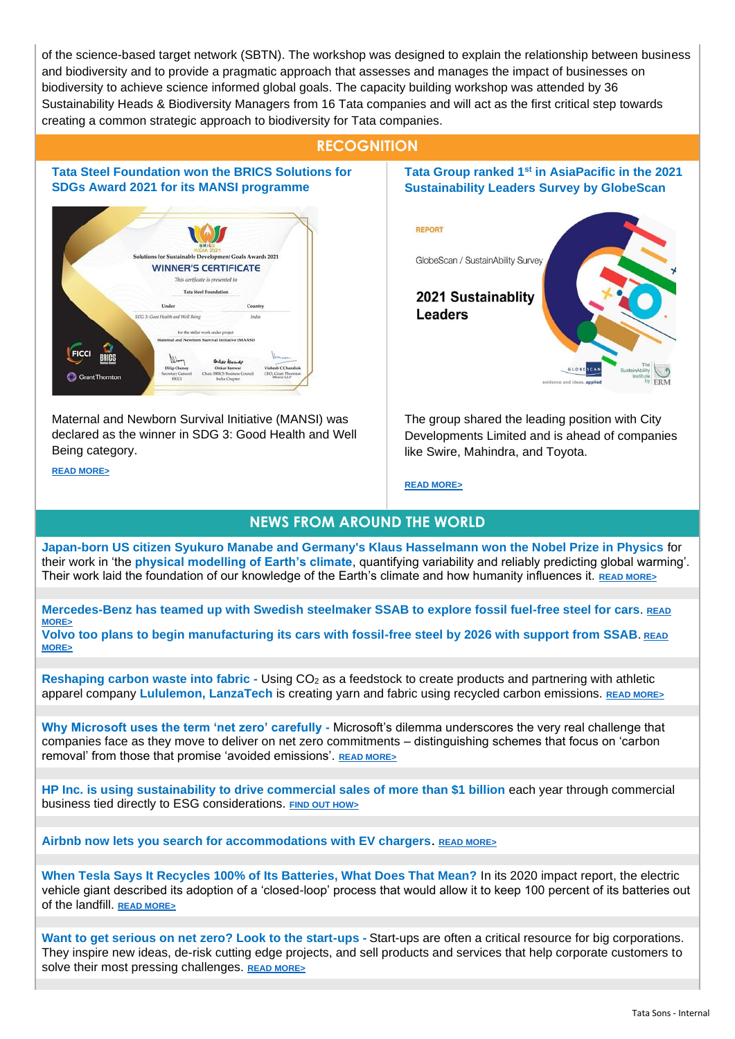of the science-based target network (SBTN). The workshop was designed to explain the relationship between business and biodiversity and to provide a pragmatic approach that assesses and manages the impact of businesses on biodiversity to achieve science informed global goals. The capacity building workshop was attended by 36 Sustainability Heads & Biodiversity Managers from 16 Tata companies and will act as the first critical step towards creating a common strategic approach to biodiversity for Tata companies.

## RECOGNITION

### Tata Steel Foundation won the BRICS Solutions for SDGs Award 2021 for its MANSI programme

Maternal and Newborn Survival Initiative (MANSI) was declared as the winner in SDG 3: Good Health and Well Being category.

READ MORE>

### Tata Group ranked 1st in AsiaPacific in the 2021 Sustainability Leaders Survey by GlobeScan

The group shared the leading position with City Developments Limited and is ahead of companies like Swire, Mahindra, and Toyota.

READ MORE>

## NEWS FROM AROUND THE WORLD

**Japan-born US citizen Syukuro Manabe and Germany's Klaus Hasselmann won the Nobel Prize in Physics** for their work in 'the **physical modelling of Earth's climate**, quantifying variability and reliably predicting global warming'. Their work laid the foundation of our knowledge of the Earth's climate and how humanity influences it. READ MORE>

**Mercedes-Benz has teamed up with Swedish steelmaker SSAB to explore fossil fuel-free steel for cars**. READ MORE>

**Volvo too plans to begin manufacturing its cars with fossil-free steel by 2026 with support from SSAB**. READ MORE>

**Reshaping carbon waste into fabric -** Using $CO_2$ as a feedstock to create products and partnering with athletic apparel company **Lululemon, LanzaTech** is creating yarn and fabric using recycled carbon emissions. READ MORE>

**Why Microsoft uses the term 'net zero' carefully -** Microsoft's dilemma underscores the very real challenge that companies face as they move to deliver on net zero commitments – distinguishing schemes that focus on 'carbon removal' from those that promise 'avoided emissions'. READ MORE>

**HP Inc. is using sustainability to drive commercial sales of more than $1 billion** each year through commercial business tied directly to ESG considerations. FIND OUT HOW>

**Airbnb now lets you search for accommodations with EV chargers**. READ MORE>

**When Tesla Says It Recycles 100% of Its Batteries, What Does That Mean?** In its 2020 impact report, the electric vehicle giant described its adoption of a 'closed-loop' process that would allow it to keep 100 percent of its batteries out of the landfill. READ MORE>

**Want to get serious on net zero? Look to the start-ups -** Start-ups are often a critical resource for big corporations. They inspire new ideas, de-risk cutting edge projects, and sell products and services that help corporate customers to solve their most pressing challenges. READ MORE>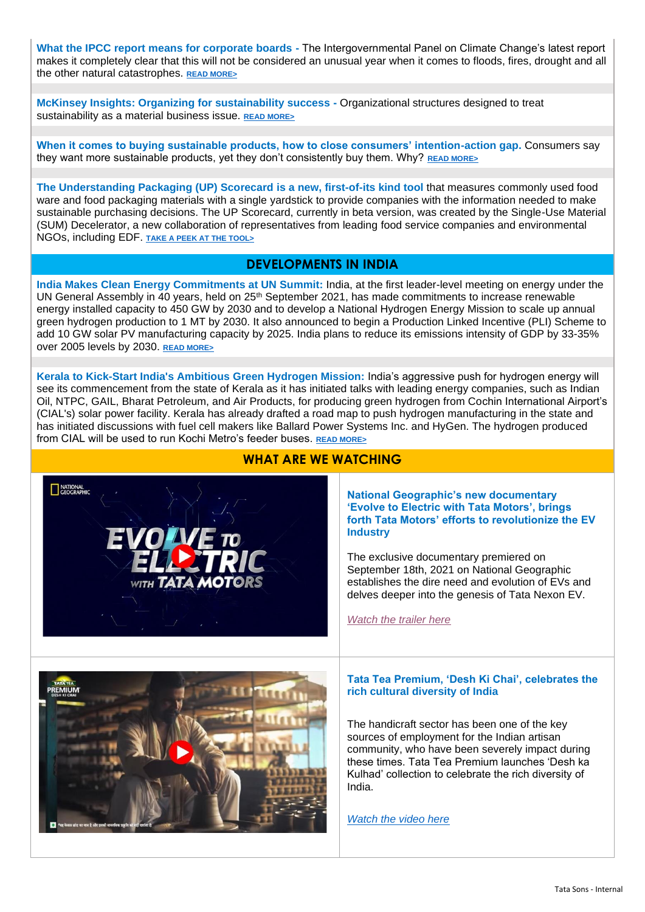**What the IPCC report means for corporate boards -** The Intergovernmental Panel on Climate Change's latest report makes it completely clear that this will not be considered an unusual year when it comes to floods, fires, drought and all the other natural catastrophes. READ MORE>

**McKinsey Insights: Organizing for sustainability success -** Organizational structures designed to treat sustainability as a material business issue. READ MORE>

**When it comes to buying sustainable products, how to close consumers' intention-action gap.** Consumers say they want more sustainable products, yet they don't consistently buy them. Why? READ MORE>

**The Understanding Packaging (UP) Scorecard is a new, first-of-its kind tool** that measures commonly used food ware and food packaging materials with a single yardstick to provide companies with the information needed to make sustainable purchasing decisions. The UP Scorecard, currently in beta version, was created by the Single-Use Material (SUM) Decelerator, a new collaboration of representatives from leading food service companies and environmental NGOs, including EDF. TAKE A PEEK AT THE TOOL>

## DEVELOPMENTS IN INDIA

**India Makes Clean Energy Commitments at UN Summit:** India, at the first leader-level meeting on energy under the UN General Assembly in 40 years, held on 25th September 2021, has made commitments to increase renewable energy installed capacity to 450 GW by 2030 and to develop a National Hydrogen Energy Mission to scale up annual green hydrogen production to 1 MT by 2030. It also announced to begin a Production Linked Incentive (PLI) Scheme to add 10 GW solar PV manufacturing capacity by 2025. India plans to reduce its emissions intensity of GDP by 33-35% over 2005 levels by 2030. READ MORE>

**Kerala to Kick-Start India's Ambitious Green Hydrogen Mission:** India's aggressive push for hydrogen energy will see its commencement from the state of Kerala as it has initiated talks with leading energy companies, such as Indian Oil, NTPC, GAIL, Bharat Petroleum, and Air Products, for producing green hydrogen from Cochin International Airport's (CIAL's) solar power facility. Kerala has already drafted a road map to push hydrogen manufacturing in the state and has initiated discussions with fuel cell makers like Ballard Power Systems Inc. and HyGen. The hydrogen produced from CIAL will be used to run Kochi Metro's feeder buses. READ MORE>

## WHAT ARE WE WATCHING

**National Geographic's new documentary 'Evolve to Electric with Tata Motors', brings forth Tata Motors' efforts to revolutionize the EV Industry**

The exclusive documentary premiered on September 18th, 2021 on National Geographic establishes the dire need and evolution of EVs and delves deeper into the genesis of Tata Nexon EV.

*Watch the trailer here*

**Tata Tea Premium, 'Desh Ki Chai', celebrates the rich cultural diversity of India**

The handicraft sector has been one of the key sources of employment for the Indian artisan community, who have been severely impact during these times. Tata Tea Premium launches 'Desh ka Kulhad' collection to celebrate the rich diversity of India.

*Watch the video here*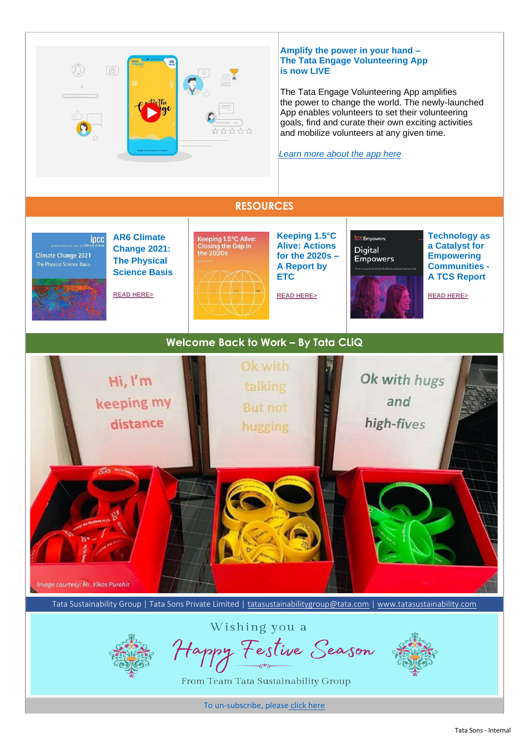**Amplify the power in your hand – The Tata Engage Volunteering App is now LIVE**

The Tata Engage Volunteering App amplifies the power to change the world. The newly-launched App enables volunteers to set their volunteering goals, find and curate their own exciting activities and mobilize volunteers at any given time.

*Learn more about the app here*

## RESOURCES

**AR6 Climate Change 2021: The Physical Science Basis**

READ HERE>

**Keeping 1.5°C Alive: Actions for the 2020s – A Report by ETC**

READ HERE>

**Technology as a Catalyst for Empowering Communities - A TCS Report**

READ HERE>

## Welcome Back to Work – By Tata CLiQ

Hi, I'm keeping my distance

Ok with talking But not hugging

Ok with hugs and high-fives

*Image courtesy: Mr. Vikas Purohit*

Tata Sustainability Group | Tata Sons Private Limited | tatasustainabilitygroup@tata.com | www.tatasustainability.com

Wishing you a

*Happy Festive Season*

From Team Tata Sustainability Group

To un-subscribe, please click here